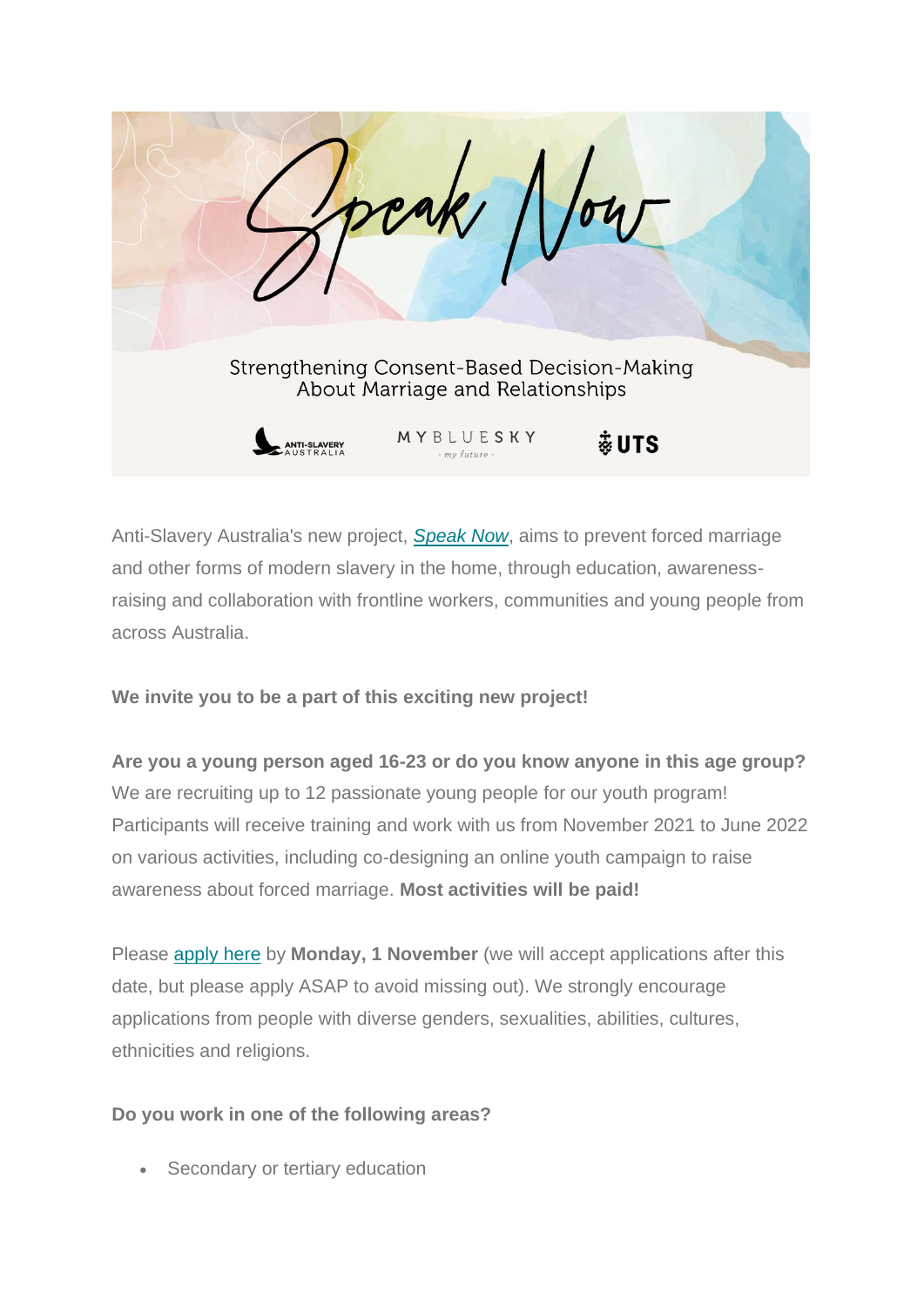# Speak Now

Strengthening Consent-Based Decision-Making About Marriage and Relationships

ANTI-SLAVERY AUSTRALIA | MYBLUESKY · my future · | UTS

Anti-Slavery Australia's new project, *Speak Now*, aims to prevent forced marriage and other forms of modern slavery in the home, through education, awareness-raising and collaboration with frontline workers, communities and young people from across Australia.

**We invite you to be a part of this exciting new project!**

**Are you a young person aged 16-23 or do you know anyone in this age group?** We are recruiting up to 12 passionate young people for our youth program! Participants will receive training and work with us from November 2021 to June 2022 on various activities, including co-designing an online youth campaign to raise awareness about forced marriage. **Most activities will be paid!**

Please apply here by **Monday, 1 November** (we will accept applications after this date, but please apply ASAP to avoid missing out). We strongly encourage applications from people with diverse genders, sexualities, abilities, cultures, ethnicities and religions.

**Do you work in one of the following areas?**

- Secondary or tertiary education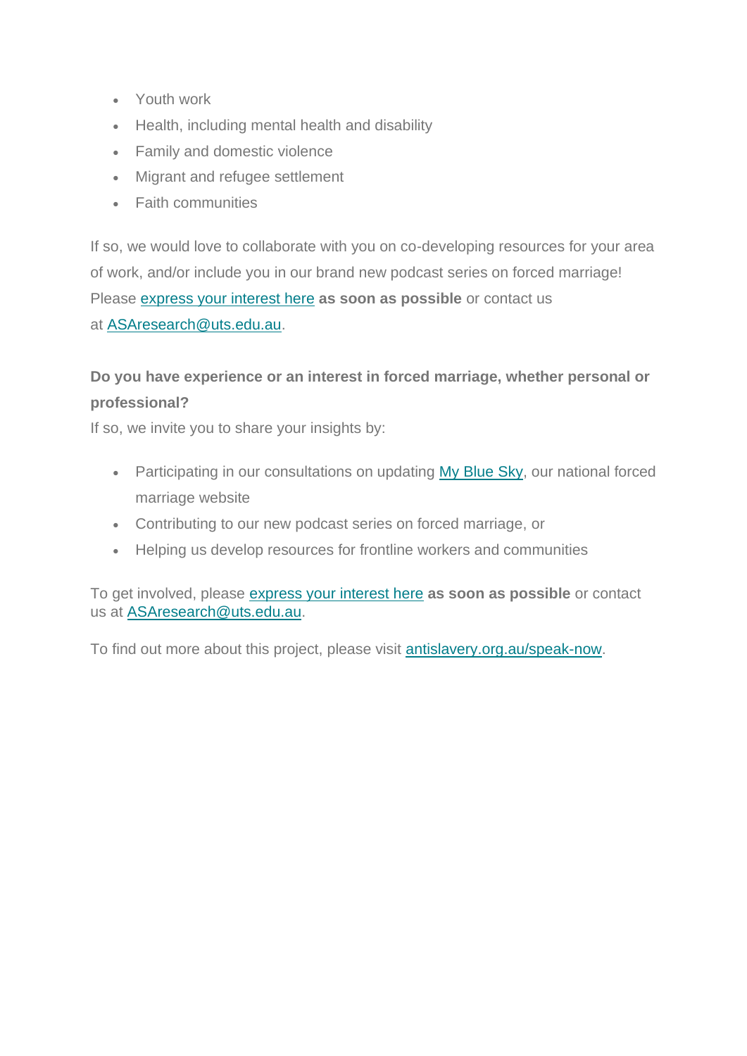- Youth work
- Health, including mental health and disability
- Family and domestic violence
- Migrant and refugee settlement
- Faith communities

If so, we would love to collaborate with you on co-developing resources for your area of work, and/or include you in our brand new podcast series on forced marriage! Please express your interest here **as soon as possible** or contact us at ASAresearch@uts.edu.au.

**Do you have experience or an interest in forced marriage, whether personal or professional?**

If so, we invite you to share your insights by:

- Participating in our consultations on updating My Blue Sky, our national forced marriage website
- Contributing to our new podcast series on forced marriage, or
- Helping us develop resources for frontline workers and communities

To get involved, please express your interest here **as soon as possible** or contact us at ASAresearch@uts.edu.au.

To find out more about this project, please visit antislavery.org.au/speak-now.